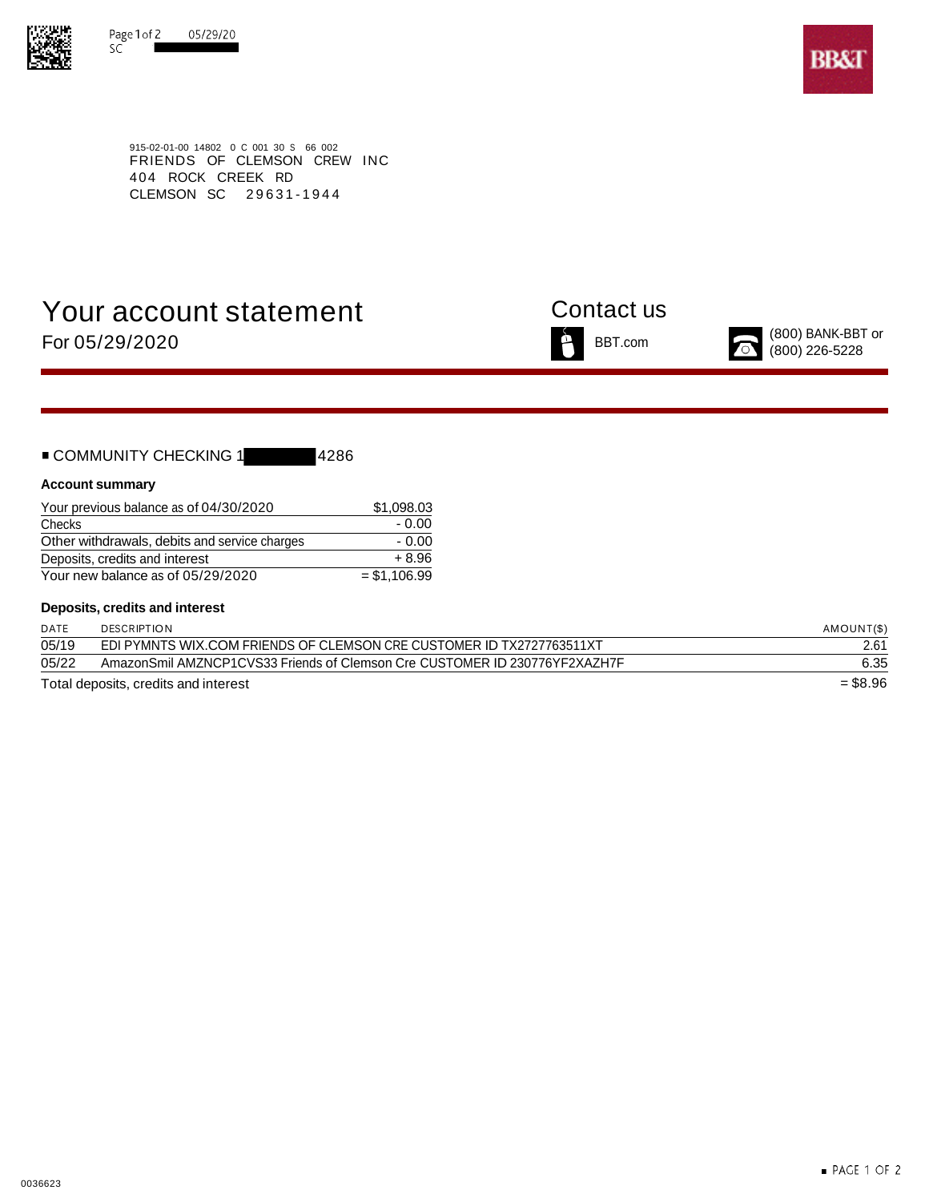915-02-01-00 14802 0 C 001 30 S 66 002
FRIENDS OF CLEMSON CREW INC
404 ROCK CREEK RD
CLEMSON SC 29631-1944

# Your account statement

For 05/29/2020

## Contact us

BBT.com

(800) BANK-BBT or (800) 226-5228

## COMMUNITY CHECKING 1 4286

### Account summary

| | |
|---|---|
| Your previous balance as of 04/30/2020 | $1,098.03 |
| Checks | - 0.00 |
| Other withdrawals, debits and service charges | - 0.00 |
| Deposits, credits and interest | + 8.96 |
| Your new balance as of 05/29/2020 | = $1,106.99 |

### Deposits, credits and interest

| DATE | DESCRIPTION | AMOUNT($) |
|---|---|---|
| 05/19 | EDI PYMNTS WIX.COM FRIENDS OF CLEMSON CRE CUSTOMER ID TX2727763511XT | 2.61 |
| 05/22 | AmazonSmil AMZNCP1CVS33 Friends of Clemson Cre CUSTOMER ID 230776YF2XAZH7F | 6.35 |
| Total deposits, credits and interest | | = $8.96 |

0036623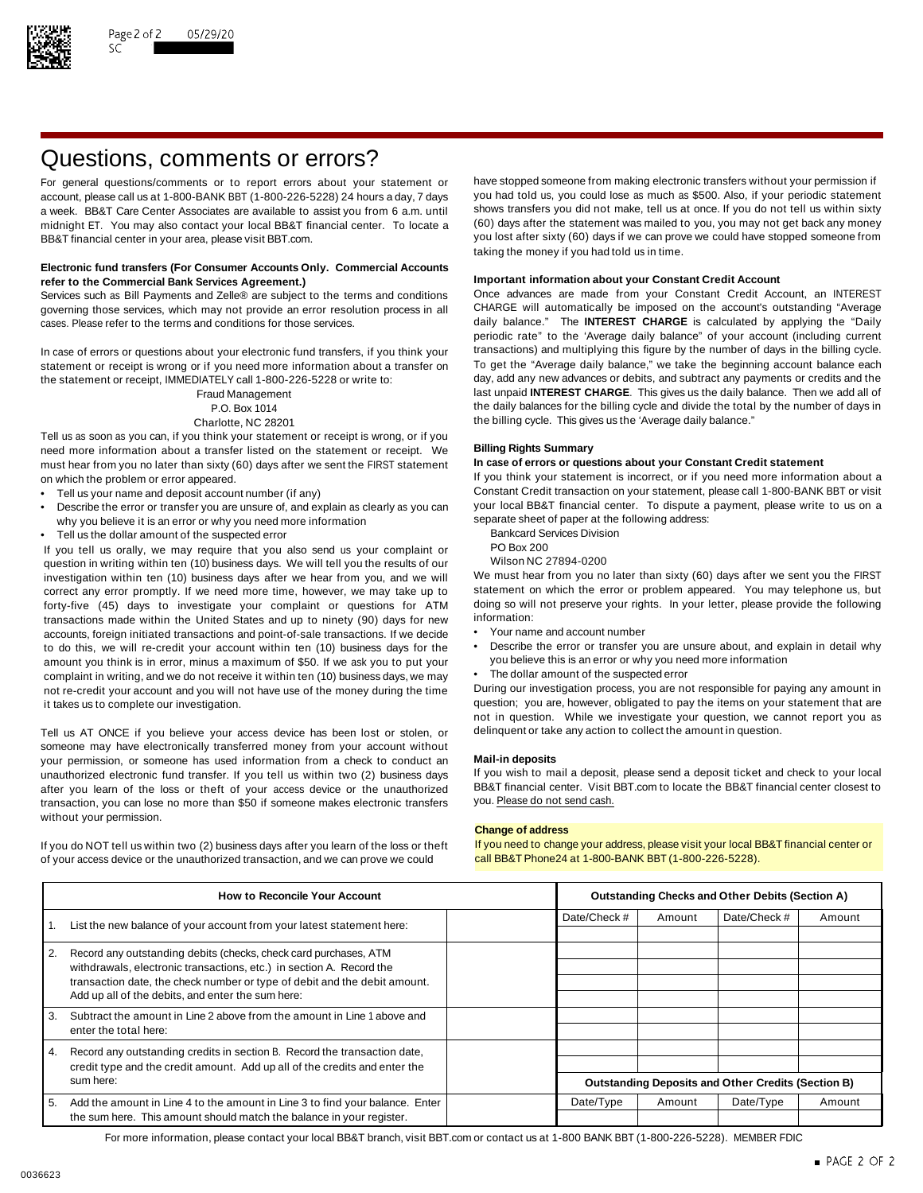# Questions, comments or errors?

For general questions/comments or to report errors about your statement or account, please call us at 1-800-BANK BBT (1-800-226-5228) 24 hours a day, 7 days a week. BB&T Care Center Associates are available to assist you from 6 a.m. until midnight ET. You may also contact your local BB&T financial center. To locate a BB&T financial center in your area, please visit BBT.com.

**Electronic fund transfers (For Consumer Accounts Only. Commercial Accounts refer to the Commercial Bank Services Agreement.)**

Services such as Bill Payments and Zelle® are subject to the terms and conditions governing those services, which may not provide an error resolution process in all cases. Please refer to the terms and conditions for those services.

In case of errors or questions about your electronic fund transfers, if you think your statement or receipt is wrong or if you need more information about a transfer on the statement or receipt, IMMEDIATELY call 1-800-226-5228 or write to:

Fraud Management
P.O. Box 1014
Charlotte, NC 28201

Tell us as soon as you can, if you think your statement or receipt is wrong, or if you need more information about a transfer listed on the statement or receipt. We must hear from you no later than sixty (60) days after we sent the FIRST statement on which the problem or error appeared.

- Tell us your name and deposit account number (if any)
- Describe the error or transfer you are unsure of, and explain as clearly as you can why you believe it is an error or why you need more information
- Tell us the dollar amount of the suspected error

If you tell us orally, we may require that you also send us your complaint or question in writing within ten (10) business days. We will tell you the results of our investigation within ten (10) business days after we hear from you, and we will correct any error promptly. If we need more time, however, we may take up to forty-five (45) days to investigate your complaint or questions for ATM transactions made within the United States and up to ninety (90) days for new accounts, foreign initiated transactions and point-of-sale transactions. If we decide to do this, we will re-credit your account within ten (10) business days for the amount you think is in error, minus a maximum of $50. If we ask you to put your complaint in writing, and we do not receive it within ten (10) business days, we may not re-credit your account and you will not have use of the money during the time it takes us to complete our investigation.

Tell us AT ONCE if you believe your access device has been lost or stolen, or someone may have electronically transferred money from your account without your permission, or someone has used information from a check to conduct an unauthorized electronic fund transfer. If you tell us within two (2) business days after you learn of the loss or theft of your access device or the unauthorized transaction, you can lose no more than $50 if someone makes electronic transfers without your permission.

If you do NOT tell us within two (2) business days after you learn of the loss or theft of your access device or the unauthorized transaction, and we can prove we could have stopped someone from making electronic transfers without your permission if you had told us, you could lose as much as $500. Also, if your periodic statement shows transfers you did not make, tell us at once. If you do not tell us within sixty (60) days after the statement was mailed to you, you may not get back any money you lost after sixty (60) days if we can prove we could have stopped someone from taking the money if you had told us in time.

**Important information about your Constant Credit Account**

Once advances are made from your Constant Credit Account, an INTEREST CHARGE will automatically be imposed on the account's outstanding "Average daily balance." The **INTEREST CHARGE** is calculated by applying the "Daily periodic rate" to the 'Average daily balance" of your account (including current transactions) and multiplying this figure by the number of days in the billing cycle. To get the "Average daily balance," we take the beginning account balance each day, add any new advances or debits, and subtract any payments or credits and the last unpaid **INTEREST CHARGE**. This gives us the daily balance. Then we add all of the daily balances for the billing cycle and divide the total by the number of days in the billing cycle. This gives us the 'Average daily balance."

**Billing Rights Summary**

**In case of errors or questions about your Constant Credit statement**

If you think your statement is incorrect, or if you need more information about a Constant Credit transaction on your statement, please call 1-800-BANK BBT or visit your local BB&T financial center. To dispute a payment, please write to us on a separate sheet of paper at the following address:

Bankcard Services Division
PO Box 200
Wilson NC 27894-0200

We must hear from you no later than sixty (60) days after we sent you the FIRST statement on which the error or problem appeared. You may telephone us, but doing so will not preserve your rights. In your letter, please provide the following information:

- Your name and account number
- Describe the error or transfer you are unsure about, and explain in detail why you believe this is an error or why you need more information
- The dollar amount of the suspected error

During our investigation process, you are not responsible for paying any amount in question; you are, however, obligated to pay the items on your statement that are not in question. While we investigate your question, we cannot report you as delinquent or take any action to collect the amount in question.

**Mail-in deposits**

If you wish to mail a deposit, please send a deposit ticket and check to your local BB&T financial center. Visit BBT.com to locate the BB&T financial center closest to you. Please do not send cash.

**Change of address**

If you need to change your address, please visit your local BB&T financial center or call BB&T Phone24 at 1-800-BANK BBT (1-800-226-5228).

| | How to Reconcile Your Account | |
|---|---|---|
| 1. | List the new balance of your account from your latest statement here: | |
| 2. | Record any outstanding debits (checks, check card purchases, ATM withdrawals, electronic transactions, etc.) in section A. Record the transaction date, the check number or type of debit and the debit amount. Add up all of the debits, and enter the sum here: | |
| 3. | Subtract the amount in Line 2 above from the amount in Line 1 above and enter the total here: | |
| 4. | Record any outstanding credits in section B. Record the transaction date, credit type and the credit amount. Add up all of the credits and enter the sum here: | |
| 5. | Add the amount in Line 4 to the amount in Line 3 to find your balance. Enter the sum here. This amount should match the balance in your register. | |

| Outstanding Checks and Other Debits (Section A) | | | |
|---|---|---|---|
| Date/Check # | Amount | Date/Check # | Amount |
| | | | |
| | | | |
| | | | |
| | | | |
| | | | |
| | | | |
| | | | |
| | | | |
| | | | |

| Outstanding Deposits and Other Credits (Section B) | | | |
|---|---|---|---|
| Date/Type | Amount | Date/Type | Amount |
| | | | |

For more information, please contact your local BB&T branch, visit BBT.com or contact us at 1-800 BANK BBT (1-800-226-5228). MEMBER FDIC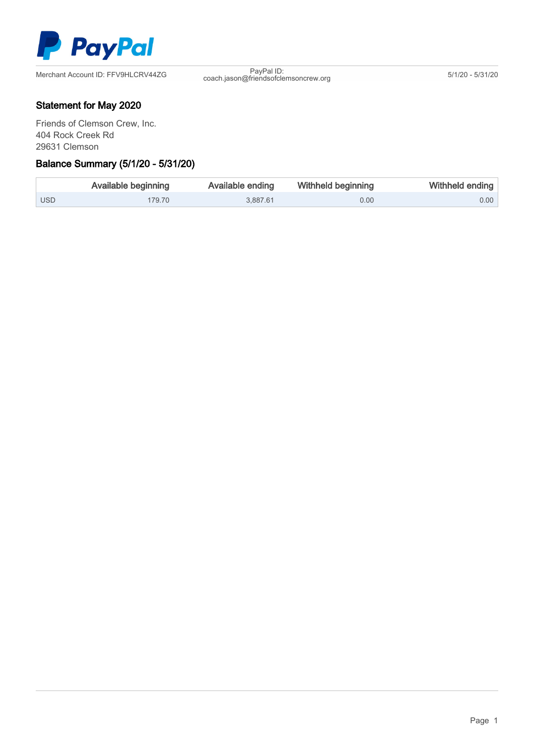PayPal

Merchant Account ID: FFV9HLCRV44ZG

PayPal ID: coach.jason@friendsofclemsoncrew.org

5/1/20 - 5/31/20

## Statement for May 2020

Friends of Clemson Crew, Inc.
404 Rock Creek Rd
29631 Clemson

## Balance Summary (5/1/20 - 5/31/20)

| | Available beginning | Available ending | Withheld beginning | Withheld ending |
|---|---|---|---|---|
| USD | 179.70 | 3,887.61 | 0.00 | 0.00 |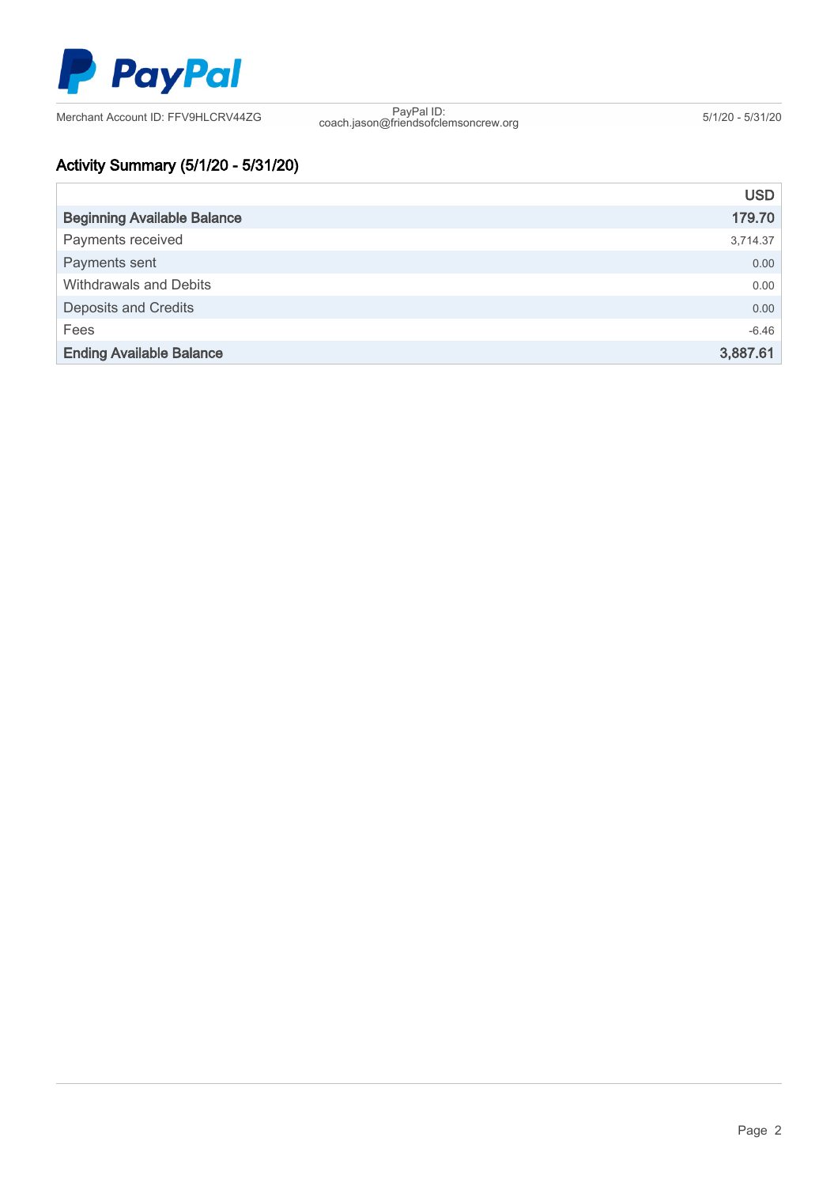PayPal

Merchant Account ID: FFV9HLCRV44ZG | PayPal ID: coach.jason@friendsofclemsoncrew.org | 5/1/20 - 5/31/20

## Activity Summary (5/1/20 - 5/31/20)

| | USD |
|---|---:|
| **Beginning Available Balance** | **179.70** |
| Payments received | 3,714.37 |
| Payments sent | 0.00 |
| Withdrawals and Debits | 0.00 |
| Deposits and Credits | 0.00 |
| Fees | -6.46 |
| **Ending Available Balance** | **3,887.61** |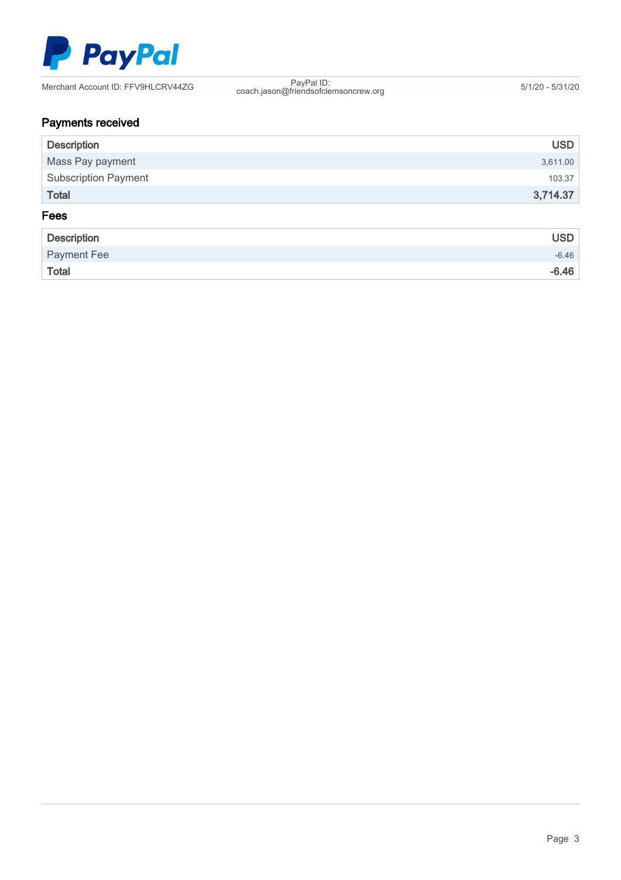PayPal

Merchant Account ID: FFV9HLCRV44ZG

PayPal ID: coach.jason@friendsofclemsoncrew.org

5/1/20 - 5/31/20

## Payments received

| Description | USD |
| --- | --- |
| Mass Pay payment | 3,611.00 |
| Subscription Payment | 103.37 |
| **Total** | **3,714.37** |

## Fees

| Description | USD |
| --- | --- |
| Payment Fee | -6.46 |
| **Total** | **-6.46** |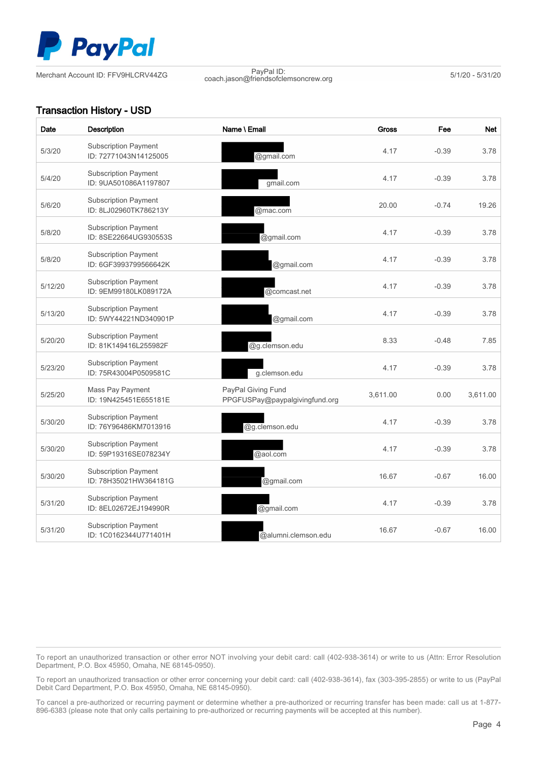PayPal

Merchant Account ID: FFV9HLCRV44ZG | PayPal ID: coach.jason@friendsofclemsoncrew.org | 5/1/20 - 5/31/20

## Transaction History - USD

| Date | Description | Name \ Email | Gross | Fee | Net |
|---|---|---|---|---|---|
| 5/3/20 | Subscription Payment ID: 72771043N14125005 | @gmail.com | 4.17 | -0.39 | 3.78 |
| 5/4/20 | Subscription Payment ID: 9UA501086A1197807 | gmail.com | 4.17 | -0.39 | 3.78 |
| 5/6/20 | Subscription Payment ID: 8LJ02960TK786213Y | @mac.com | 20.00 | -0.74 | 19.26 |
| 5/8/20 | Subscription Payment ID: 8SE22664UG930553S | @gmail.com | 4.17 | -0.39 | 3.78 |
| 5/8/20 | Subscription Payment ID: 6GF3993799566642K | @gmail.com | 4.17 | -0.39 | 3.78 |
| 5/12/20 | Subscription Payment ID: 9EM99180LK089172A | @comcast.net | 4.17 | -0.39 | 3.78 |
| 5/13/20 | Subscription Payment ID: 5WY44221ND340901P | @gmail.com | 4.17 | -0.39 | 3.78 |
| 5/20/20 | Subscription Payment ID: 81K149416L255982F | @g.clemson.edu | 8.33 | -0.48 | 7.85 |
| 5/23/20 | Subscription Payment ID: 75R43004P0509581C | g.clemson.edu | 4.17 | -0.39 | 3.78 |
| 5/25/20 | Mass Pay Payment ID: 19N425451E655181E | PayPal Giving Fund PPGFUSPay@paypalgivingfund.org | 3,611.00 | 0.00 | 3,611.00 |
| 5/30/20 | Subscription Payment ID: 76Y96486KM7013916 | @g.clemson.edu | 4.17 | -0.39 | 3.78 |
| 5/30/20 | Subscription Payment ID: 59P19316SE078234Y | @aol.com | 4.17 | -0.39 | 3.78 |
| 5/30/20 | Subscription Payment ID: 78H35021HW364181G | @gmail.com | 16.67 | -0.67 | 16.00 |
| 5/31/20 | Subscription Payment ID: 8EL02672EJ194990R | @gmail.com | 4.17 | -0.39 | 3.78 |
| 5/31/20 | Subscription Payment ID: 1C0162344U771401H | @alumni.clemson.edu | 16.67 | -0.67 | 16.00 |

To report an unauthorized transaction or other error NOT involving your debit card: call (402-938-3614) or write to us (Attn: Error Resolution Department, P.O. Box 45950, Omaha, NE 68145-0950).

To report an unauthorized transaction or other error concerning your debit card: call (402-938-3614), fax (303-395-2855) or write to us (PayPal Debit Card Department, P.O. Box 45950, Omaha, NE 68145-0950).

To cancel a pre-authorized or recurring payment or determine whether a pre-authorized or recurring transfer has been made: call us at 1-877-896-6383 (please note that only calls pertaining to pre-authorized or recurring payments will be accepted at this number).